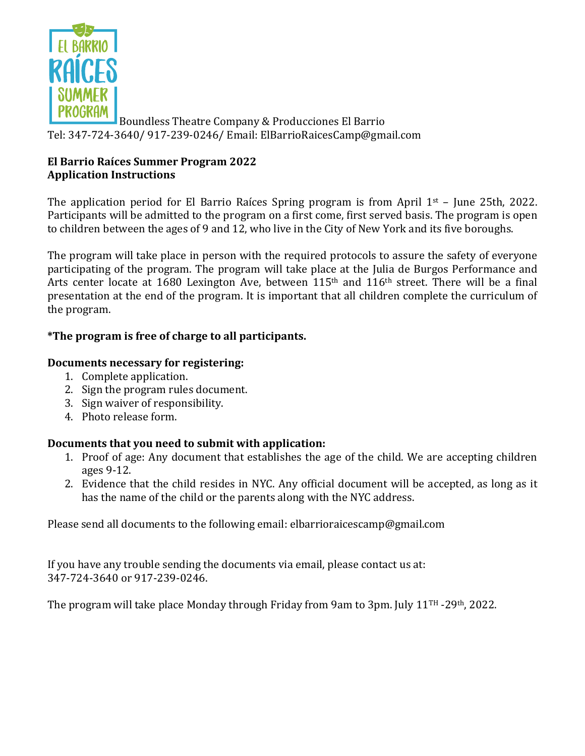EL BARRIO RAÍCES SUMMER PROGRAM Boundless Theatre Company & Producciones El Barrio

Tel: 347-724-3640/ 917-239-0246/ Email: ElBarrioRaicesCamp@gmail.com

**El Barrio Raíces Summer Program 2022**
**Application Instructions**

The application period for El Barrio Raíces Spring program is from April 1st – June 25th, 2022. Participants will be admitted to the program on a first come, first served basis. The program is open to children between the ages of 9 and 12, who live in the City of New York and its five boroughs.

The program will take place in person with the required protocols to assure the safety of everyone participating of the program. The program will take place at the Julia de Burgos Performance and Arts center locate at 1680 Lexington Ave, between 115th and 116th street. There will be a final presentation at the end of the program. It is important that all children complete the curriculum of the program.

**\*The program is free of charge to all participants.**

**Documents necessary for registering:**

1. Complete application.
2. Sign the program rules document.
3. Sign waiver of responsibility.
4. Photo release form.

**Documents that you need to submit with application:**

1. Proof of age: Any document that establishes the age of the child. We are accepting children ages 9-12.
2. Evidence that the child resides in NYC. Any official document will be accepted, as long as it has the name of the child or the parents along with the NYC address.

Please send all documents to the following email: elbarrioraicescamp@gmail.com

If you have any trouble sending the documents via email, please contact us at:
347-724-3640 or 917-239-0246.

The program will take place Monday through Friday from 9am to 3pm. July 11TH -29th, 2022.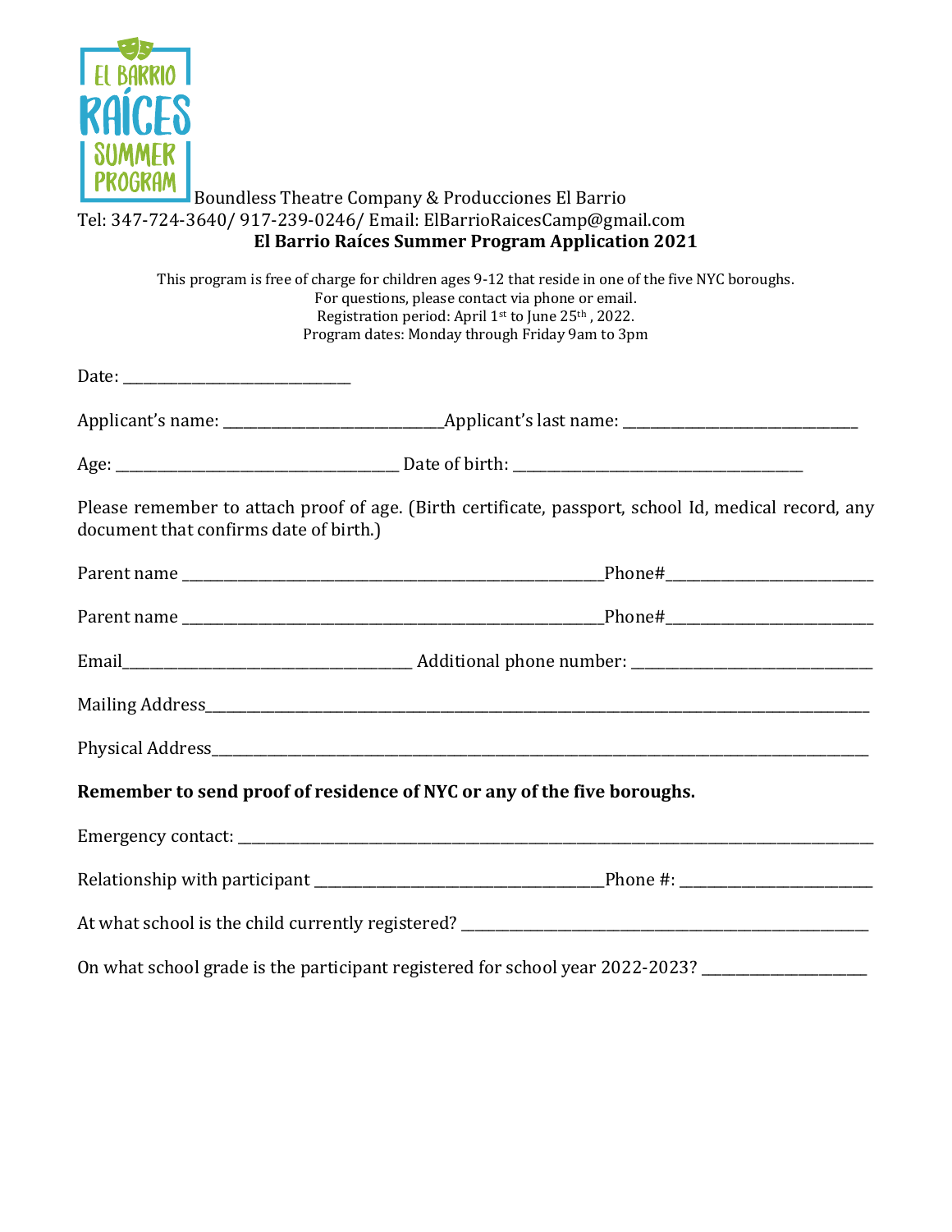EL BARRIO RAÍCES SUMMER PROGRAM

Boundless Theatre Company & Producciones El Barrio
Tel: 347-724-3640/ 917-239-0246/ Email: ElBarrioRaicesCamp@gmail.com

**El Barrio Raíces Summer Program Application 2021**

This program is free of charge for children ages 9-12 that reside in one of the five NYC boroughs.
For questions, please contact via phone or email.
Registration period: April 1st to June 25th , 2022.
Program dates: Monday through Friday 9am to 3pm

Date: ____________________________

Applicant's name: ___________________________Applicant's last name: ______________________________

Age: ___________________________________ Date of birth: ____________________________________

Please remember to attach proof of age. (Birth certificate, passport, school Id, medical record, any document that confirms date of birth.)

Parent name _____________________________________________________Phone#___________________________

Parent name _____________________________________________________Phone#___________________________

Email____________________________________ Additional phone number: ______________________________

Mailing Address____________________________________________________________________________________

Physical Address___________________________________________________________________________________

**Remember to send proof of residence of NYC or any of the five boroughs.**

Emergency contact: _________________________________________________________________________________

Relationship with participant _____________________________________Phone #: _________________________

At what school is the child currently registered? _______________________________________________________

On what school grade is the participant registered for school year 2022-2023? ______________________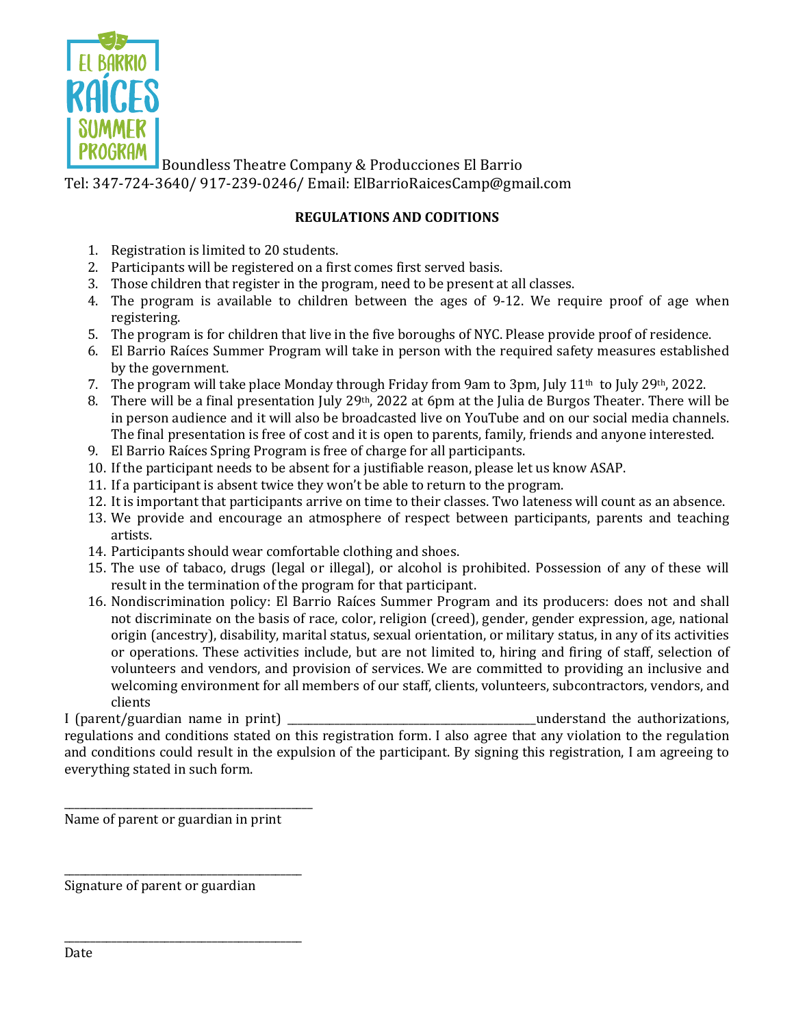EL BARRIO RAÍCES SUMMER PROGRAM Boundless Theatre Company & Producciones El Barrio
Tel: 347-724-3640/ 917-239-0246/ Email: ElBarrioRaicesCamp@gmail.com

**REGULATIONS AND CODITIONS**

1. Registration is limited to 20 students.
2. Participants will be registered on a first comes first served basis.
3. Those children that register in the program, need to be present at all classes.
4. The program is available to children between the ages of 9-12. We require proof of age when registering.
5. The program is for children that live in the five boroughs of NYC. Please provide proof of residence.
6. El Barrio Raíces Summer Program will take in person with the required safety measures established by the government.
7. The program will take place Monday through Friday from 9am to 3pm, July 11th to July 29th, 2022.
8. There will be a final presentation July 29th, 2022 at 6pm at the Julia de Burgos Theater. There will be in person audience and it will also be broadcasted live on YouTube and on our social media channels. The final presentation is free of cost and it is open to parents, family, friends and anyone interested.
9. El Barrio Raíces Spring Program is free of charge for all participants.
10. If the participant needs to be absent for a justifiable reason, please let us know ASAP.
11. If a participant is absent twice they won't be able to return to the program.
12. It is important that participants arrive on time to their classes. Two lateness will count as an absence.
13. We provide and encourage an atmosphere of respect between participants, parents and teaching artists.
14. Participants should wear comfortable clothing and shoes.
15. The use of tabaco, drugs (legal or illegal), or alcohol is prohibited. Possession of any of these will result in the termination of the program for that participant.
16. Nondiscrimination policy: El Barrio Raíces Summer Program and its producers: does not and shall not discriminate on the basis of race, color, religion (creed), gender, gender expression, age, national origin (ancestry), disability, marital status, sexual orientation, or military status, in any of its activities or operations. These activities include, but are not limited to, hiring and firing of staff, selection of volunteers and vendors, and provision of services. We are committed to providing an inclusive and welcoming environment for all members of our staff, clients, volunteers, subcontractors, vendors, and clients

I (parent/guardian name in print) ____________________________________________understand the authorizations, regulations and conditions stated on this registration form. I also agree that any violation to the regulation and conditions could result in the expulsion of the participant. By signing this registration, I am agreeing to everything stated in such form.

____________________________________________
Name of parent or guardian in print

____________________________________________
Signature of parent or guardian

____________________________________________
Date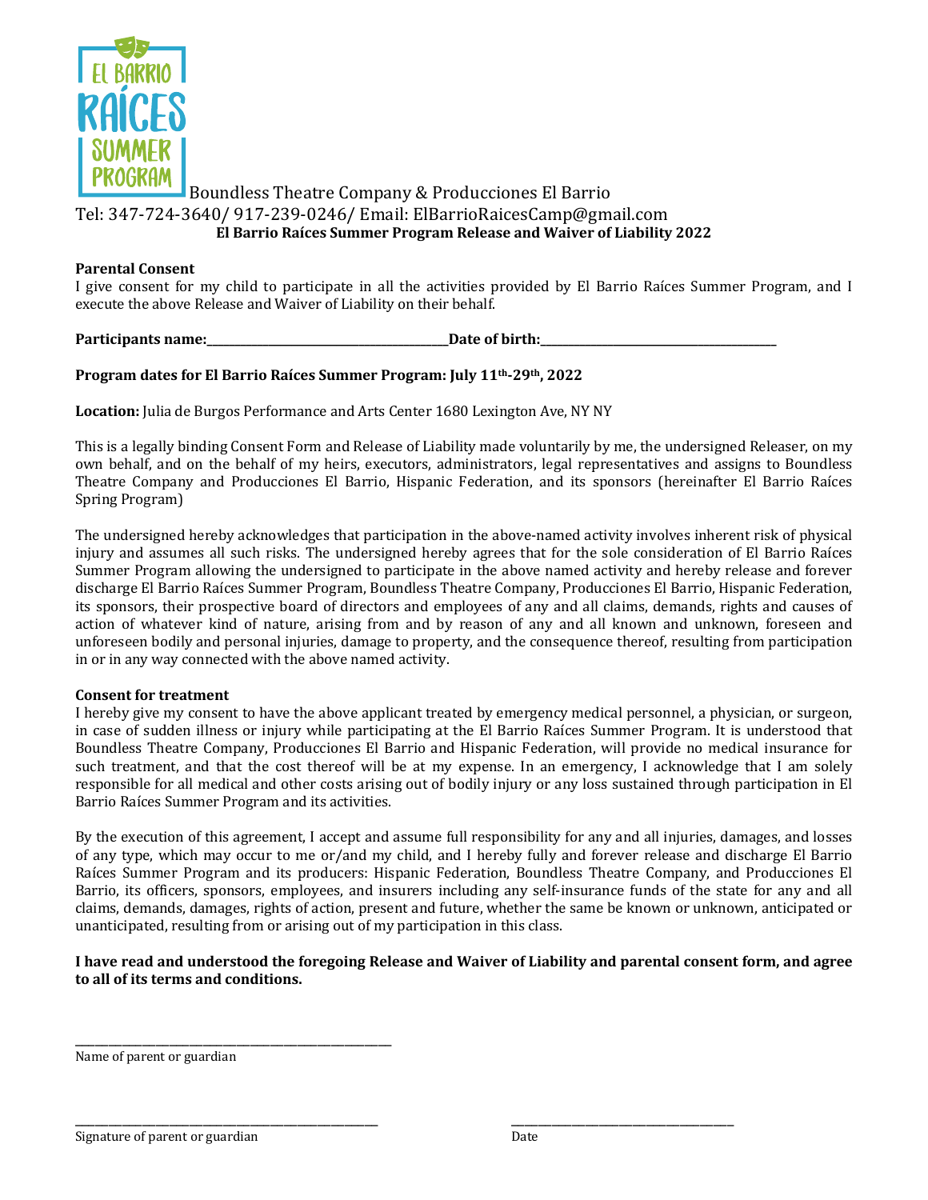Boundless Theatre Company & Producciones El Barrio

Tel: 347-724-3640/ 917-239-0246/ Email: ElBarrioRaicesCamp@gmail.com

**El Barrio Raíces Summer Program Release and Waiver of Liability 2022**

**Parental Consent**

I give consent for my child to participate in all the activities provided by El Barrio Raíces Summer Program, and I execute the above Release and Waiver of Liability on their behalf.

**Participants name:**\_\_\_\_\_\_\_\_\_\_\_\_\_\_\_\_\_\_\_\_\_\_\_\_\_\_\_\_\_\_\_\_\_\_\_\_\_\_\_\_\_\_**Date of birth:**\_\_\_\_\_\_\_\_\_\_\_\_\_\_\_\_\_\_\_\_\_\_\_\_\_\_\_\_\_\_\_\_\_\_\_\_\_\_\_\_\_\_

**Program dates for El Barrio Raíces Summer Program: July 11th-29th, 2022**

**Location:** Julia de Burgos Performance and Arts Center 1680 Lexington Ave, NY NY

This is a legally binding Consent Form and Release of Liability made voluntarily by me, the undersigned Releaser, on my own behalf, and on the behalf of my heirs, executors, administrators, legal representatives and assigns to Boundless Theatre Company and Producciones El Barrio, Hispanic Federation, and its sponsors (hereinafter El Barrio Raíces Spring Program)

The undersigned hereby acknowledges that participation in the above-named activity involves inherent risk of physical injury and assumes all such risks. The undersigned hereby agrees that for the sole consideration of El Barrio Raíces Summer Program allowing the undersigned to participate in the above named activity and hereby release and forever discharge El Barrio Raíces Summer Program, Boundless Theatre Company, Producciones El Barrio, Hispanic Federation, its sponsors, their prospective board of directors and employees of any and all claims, demands, rights and causes of action of whatever kind of nature, arising from and by reason of any and all known and unknown, foreseen and unforeseen bodily and personal injuries, damage to property, and the consequence thereof, resulting from participation in or in any way connected with the above named activity.

**Consent for treatment**

I hereby give my consent to have the above applicant treated by emergency medical personnel, a physician, or surgeon, in case of sudden illness or injury while participating at the El Barrio Raíces Summer Program. It is understood that Boundless Theatre Company, Producciones El Barrio and Hispanic Federation, will provide no medical insurance for such treatment, and that the cost thereof will be at my expense. In an emergency, I acknowledge that I am solely responsible for all medical and other costs arising out of bodily injury or any loss sustained through participation in El Barrio Raíces Summer Program and its activities.

By the execution of this agreement, I accept and assume full responsibility for any and all injuries, damages, and losses of any type, which may occur to me or/and my child, and I hereby fully and forever release and discharge El Barrio Raíces Summer Program and its producers: Hispanic Federation, Boundless Theatre Company, and Producciones El Barrio, its officers, sponsors, employees, and insurers including any self-insurance funds of the state for any and all claims, demands, damages, rights of action, present and future, whether the same be known or unknown, anticipated or unanticipated, resulting from or arising out of my participation in this class.

**I have read and understood the foregoing Release and Waiver of Liability and parental consent form, and agree to all of its terms and conditions.**

\_\_\_\_\_\_\_\_\_\_\_\_\_\_\_\_\_\_\_\_\_\_\_\_\_\_\_\_\_\_\_\_\_\_\_\_\_\_\_\_\_\_\_\_\_\_\_\_\_\_\_\_

Name of parent or guardian

\_\_\_\_\_\_\_\_\_\_\_\_\_\_\_\_\_\_\_\_\_\_\_\_\_\_\_\_\_\_\_\_\_\_\_\_\_\_\_\_\_\_\_\_\_\_\_\_\_\_\_\_ \_\_\_\_\_\_\_\_\_\_\_\_\_\_\_\_\_\_\_\_\_\_\_\_\_\_\_\_\_\_\_\_\_\_\_\_\_\_

Signature of parent or guardian Date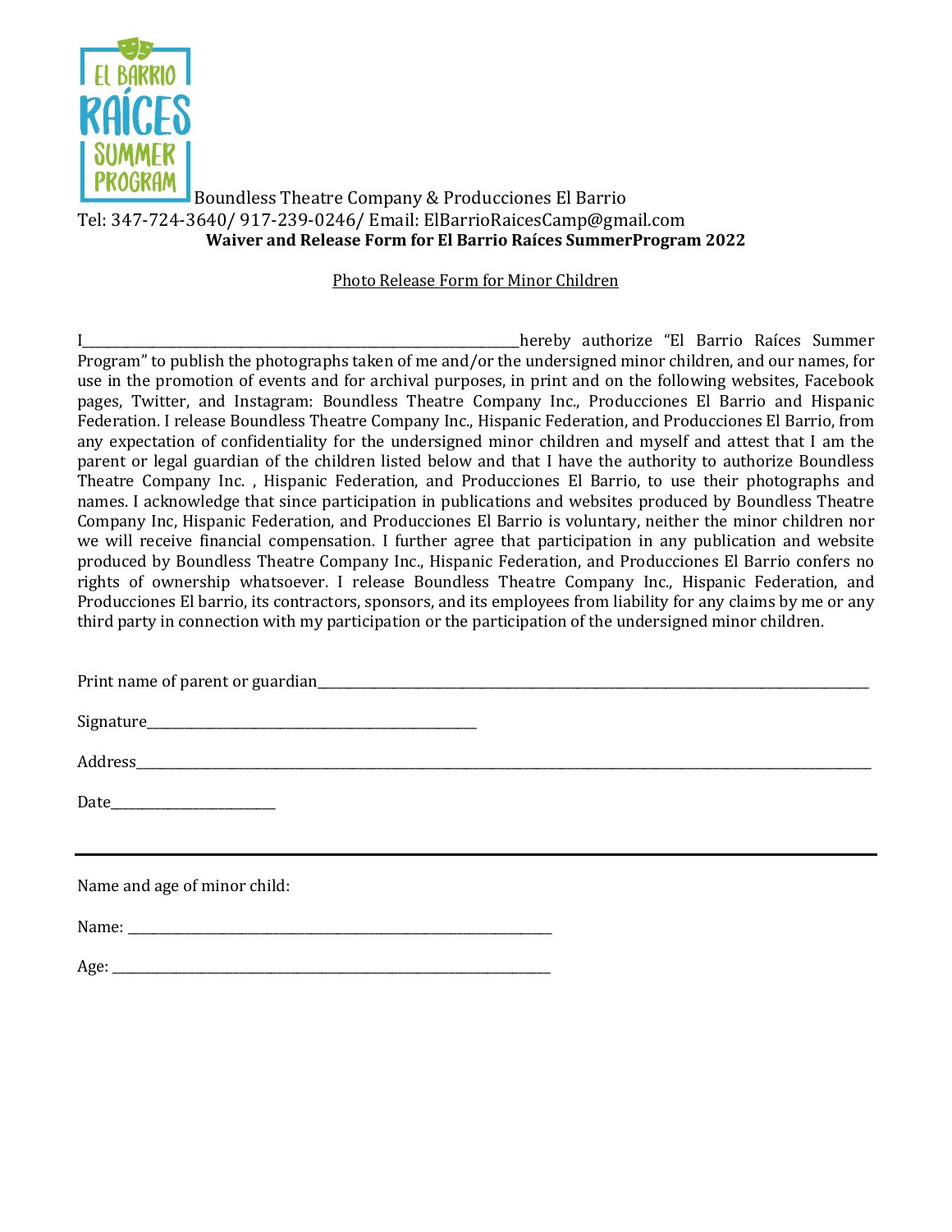EL BARRIO RAÍCES SUMMER PROGRAM Boundless Theatre Company & Producciones El Barrio

Tel: 347-724-3640/ 917-239-0246/ Email: ElBarrioRaicesCamp@gmail.com

**Waiver and Release Form for El Barrio Raíces SummerProgram 2022**

Photo Release Form for Minor Children

I_______________________________________________________hereby authorize "El Barrio Raíces Summer Program" to publish the photographs taken of me and/or the undersigned minor children, and our names, for use in the promotion of events and for archival purposes, in print and on the following websites, Facebook pages, Twitter, and Instagram: Boundless Theatre Company Inc., Producciones El Barrio and Hispanic Federation. I release Boundless Theatre Company Inc., Hispanic Federation, and Producciones El Barrio, from any expectation of confidentiality for the undersigned minor children and myself and attest that I am the parent or legal guardian of the children listed below and that I have the authority to authorize Boundless Theatre Company Inc. , Hispanic Federation, and Producciones El Barrio, to use their photographs and names. I acknowledge that since participation in publications and websites produced by Boundless Theatre Company Inc, Hispanic Federation, and Producciones El Barrio is voluntary, neither the minor children nor we will receive financial compensation. I further agree that participation in any publication and website produced by Boundless Theatre Company Inc., Hispanic Federation, and Producciones El Barrio confers no rights of ownership whatsoever. I release Boundless Theatre Company Inc., Hispanic Federation, and Producciones El barrio, its contractors, sponsors, and its employees from liability for any claims by me or any third party in connection with my participation or the participation of the undersigned minor children.

Print name of parent or guardian_______________________________________________________________________

Signature_________________________________________

Address_______________________________________________________________________________________

Date____________________

---

Name and age of minor child:

Name: _____________________________________________________

Age: _______________________________________________________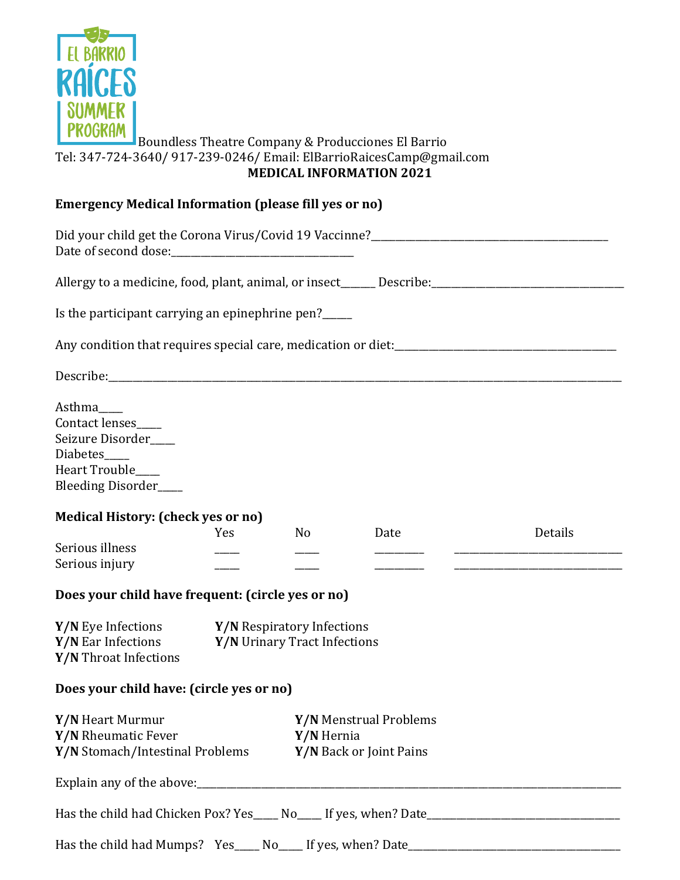EL BARRIO RAÍCES SUMMER PROGRAM Boundless Theatre Company & Producciones El Barrio
Tel: 347-724-3640/ 917-239-0246/ Email: ElBarrioRaicesCamp@gmail.com

**MEDICAL INFORMATION 2021**

**Emergency Medical Information (please fill yes or no)**

Did your child get the Corona Virus/Covid 19 Vaccinne?_____________________________________________
Date of second dose:__________________________________

Allergy to a medicine, food, plant, animal, or insect______ Describe:____________________________________

Is the participant carrying an epinephrine pen?______

Any condition that requires special care, medication or diet:____________________________________________

Describe:_____________________________________________________________________________________________________

Asthma_____
Contact lenses_____
Seizure Disorder_____
Diabetes_____
Heart Trouble_____
Bleeding Disorder_____

**Medical History: (check yes or no)**

| | Yes | No | Date | Details |
|---|---|---|---|---|
| Serious illness | _____ | _____ | _________ | ________________________________ |
| Serious injury | _____ | _____ | _________ | ________________________________ |

**Does your child have frequent: (circle yes or no)**

**Y/N** Eye Infections
**Y/N** Ear Infections
**Y/N** Throat Infections
**Y/N** Respiratory Infections
**Y/N** Urinary Tract Infections

**Does your child have: (circle yes or no)**

**Y/N** Heart Murmur
**Y/N** Rheumatic Fever
**Y/N** Stomach/Intestinal Problems
**Y/N** Menstrual Problems
**Y/N** Hernia
**Y/N** Back or Joint Pains

Explain any of the above:_________________________________________________________________________________

Has the child had Chicken Pox? Yes_____ No_____ If yes, when? Date____________________________________

Has the child had Mumps? Yes_____ No_____ If yes, when? Date_________________________________________